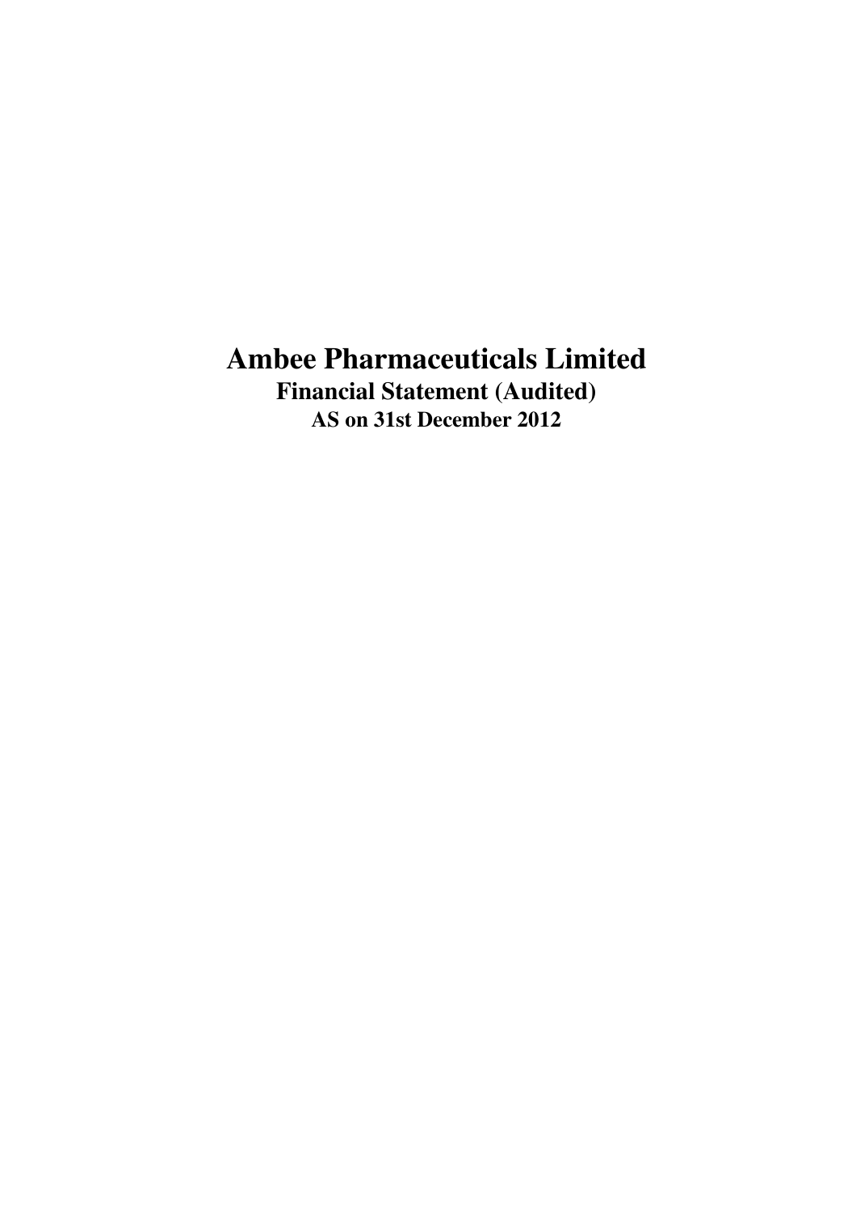# Ambee Pharmaceuticals Limited

## Financial Statement (Audited)

### AS on 31st December 2012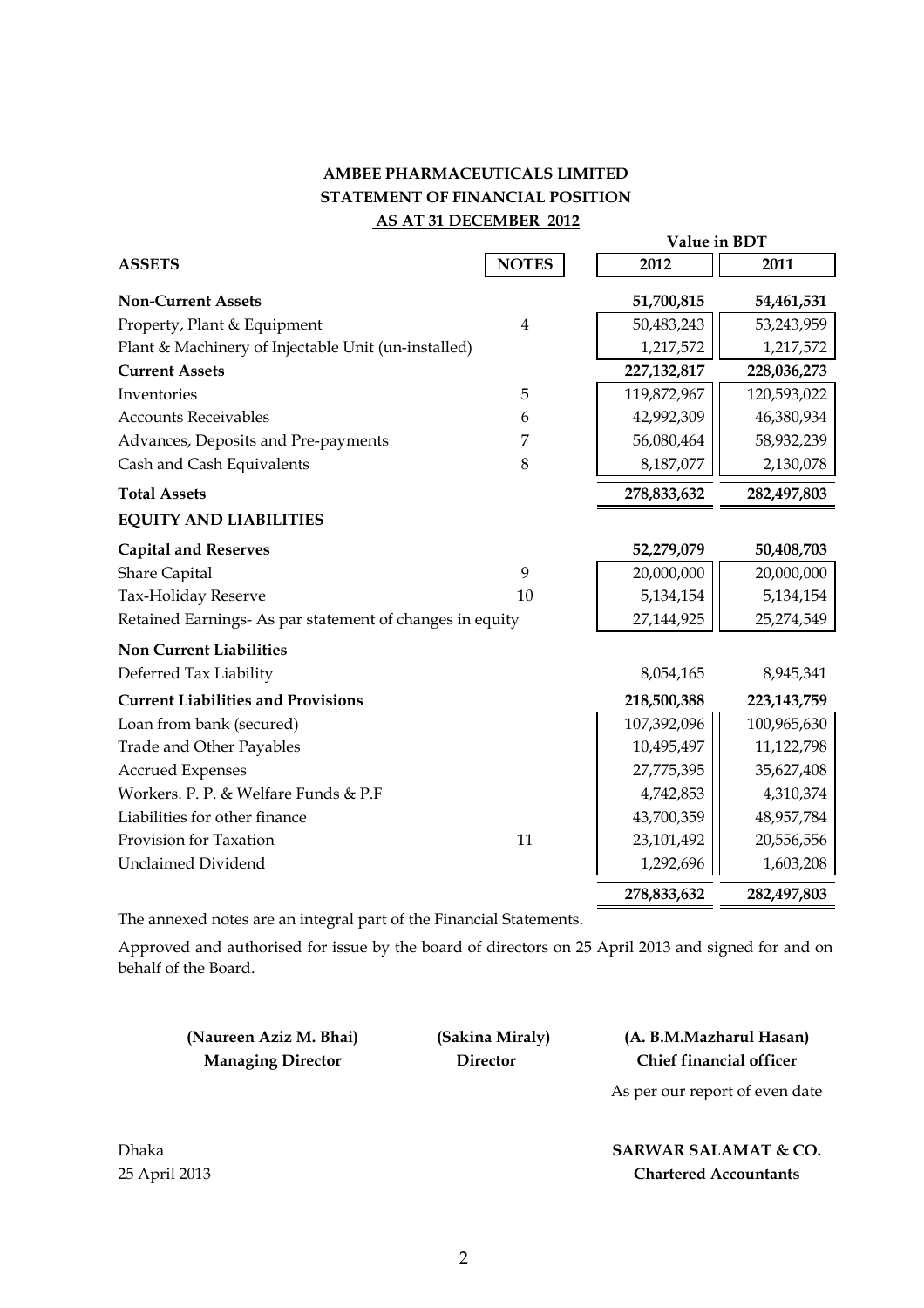# AMBEE PHARMACEUTICALS LIMITED
## STATEMENT OF FINANCIAL POSITION
### AS AT 31 DECEMBER 2012

| | | Value in BDT | |
|---|---|---|---|
| **ASSETS** | **NOTES** | **2012** | **2011** |
| **Non-Current Assets** | | **51,700,815** | **54,461,531** |
| Property, Plant & Equipment | 4 | 50,483,243 | 53,243,959 |
| Plant & Machinery of Injectable Unit (un-installed) | | 1,217,572 | 1,217,572 |
| **Current Assets** | | **227,132,817** | **228,036,273** |
| Inventories | 5 | 119,872,967 | 120,593,022 |
| Accounts Receivables | 6 | 42,992,309 | 46,380,934 |
| Advances, Deposits and Pre-payments | 7 | 56,080,464 | 58,932,239 |
| Cash and Cash Equivalents | 8 | 8,187,077 | 2,130,078 |
| **Total Assets** | | **278,833,632** | **282,497,803** |
| **EQUITY AND LIABILITIES** | | | |
| **Capital and Reserves** | | **52,279,079** | **50,408,703** |
| Share Capital | 9 | 20,000,000 | 20,000,000 |
| Tax-Holiday Reserve | 10 | 5,134,154 | 5,134,154 |
| Retained Earnings- As par statement of changes in equity | | 27,144,925 | 25,274,549 |
| **Non Current Liabilities** | | | |
| Deferred Tax Liability | | 8,054,165 | 8,945,341 |
| **Current Liabilities and Provisions** | | **218,500,388** | **223,143,759** |
| Loan from bank (secured) | | 107,392,096 | 100,965,630 |
| Trade and Other Payables | | 10,495,497 | 11,122,798 |
| Accrued Expenses | | 27,775,395 | 35,627,408 |
| Workers. P. P. & Welfare Funds & P.F | | 4,742,853 | 4,310,374 |
| Liabilities for other finance | | 43,700,359 | 48,957,784 |
| Provision for Taxation | 11 | 23,101,492 | 20,556,556 |
| Unclaimed Dividend | | 1,292,696 | 1,603,208 |
| | | **278,833,632** | **282,497,803** |

The annexed notes are an integral part of the Financial Statements.

Approved and authorised for issue by the board of directors on 25 April 2013 and signed for and on behalf of the Board.

| **(Naureen Aziz M. Bhai)** | **(Sakina Miraly)** | **(A. B.M.Mazharul Hasan)** |
|---|---|---|
| **Managing Director** | **Director** | **Chief financial officer** |

As per our report of even date

Dhaka
25 April 2013

**SARWAR SALAMAT & CO.**
**Chartered Accountants**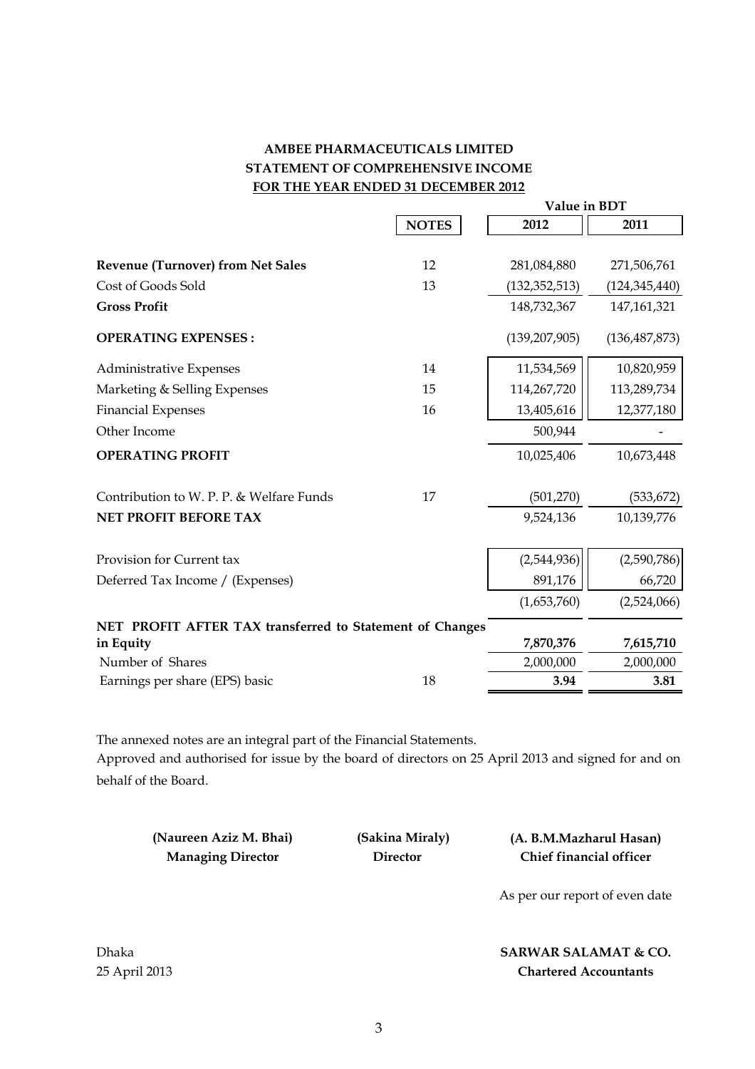# AMBEE PHARMACEUTICALS LIMITED
## STATEMENT OF COMPREHENSIVE INCOME
### FOR THE YEAR ENDED 31 DECEMBER 2012

| | NOTES | 2012 | 2011 |
|---|---|---|---|
| | | **Value in BDT** | |
| **Revenue (Turnover) from Net Sales** | 12 | 281,084,880 | 271,506,761 |
| Cost of Goods Sold | 13 | (132,352,513) | (124,345,440) |
| **Gross Profit** | | 148,732,367 | 147,161,321 |
| **OPERATING EXPENSES :** | | (139,207,905) | (136,487,873) |
| Administrative Expenses | 14 | 11,534,569 | 10,820,959 |
| Marketing & Selling Expenses | 15 | 114,267,720 | 113,289,734 |
| Financial Expenses | 16 | 13,405,616 | 12,377,180 |
| Other Income | | 500,944 | - |
| **OPERATING PROFIT** | | 10,025,406 | 10,673,448 |
| Contribution to W. P. P. & Welfare Funds | 17 | (501,270) | (533,672) |
| **NET PROFIT BEFORE TAX** | | 9,524,136 | 10,139,776 |
| Provision for Current tax | | (2,544,936) | (2,590,786) |
| Deferred Tax Income / (Expenses) | | 891,176 | 66,720 |
| | | (1,653,760) | (2,524,066) |
| **NET PROFIT AFTER TAX transferred to Statement of Changes in Equity** | | **7,870,376** | **7,615,710** |
| Number of Shares | | 2,000,000 | 2,000,000 |
| Earnings per share (EPS) basic | 18 | **3.94** | **3.81** |

The annexed notes are an integral part of the Financial Statements.

Approved and authorised for issue by the board of directors on 25 April 2013 and signed for and on behalf of the Board.

**(Naureen Aziz M. Bhai)**
**Managing Director**

**(Sakina Miraly)**
**Director**

**(A. B.M.Mazharul Hasan)**
**Chief financial officer**

As per our report of even date

Dhaka
25 April 2013

**SARWAR SALAMAT & CO.**
**Chartered Accountants**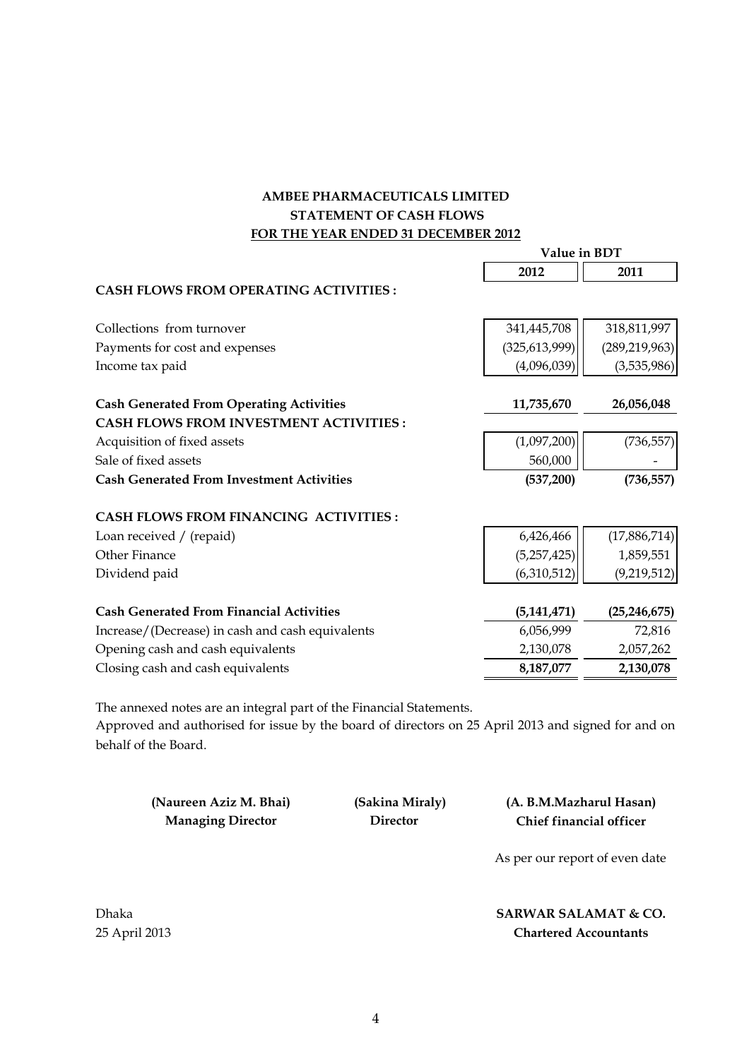# AMBEE PHARMACEUTICALS LIMITED

## STATEMENT OF CASH FLOWS

## FOR THE YEAR ENDED 31 DECEMBER 2012

| | Value in BDT | |
|---|---|---|
| | **2012** | **2011** |
| **CASH FLOWS FROM OPERATING ACTIVITIES :** | | |
| Collections from turnover | 341,445,708 | 318,811,997 |
| Payments for cost and expenses | (325,613,999) | (289,219,963) |
| Income tax paid | (4,096,039) | (3,535,986) |
| **Cash Generated From Operating Activities** | **11,735,670** | **26,056,048** |
| **CASH FLOWS FROM INVESTMENT ACTIVITIES :** | | |
| Acquisition of fixed assets | (1,097,200) | (736,557) |
| Sale of fixed assets | 560,000 | - |
| **Cash Generated From Investment Activities** | **(537,200)** | **(736,557)** |
| **CASH FLOWS FROM FINANCING ACTIVITIES :** | | |
| Loan received / (repaid) | 6,426,466 | (17,886,714) |
| Other Finance | (5,257,425) | 1,859,551 |
| Dividend paid | (6,310,512) | (9,219,512) |
| **Cash Generated From Financial Activities** | **(5,141,471)** | **(25,246,675)** |
| Increase/(Decrease) in cash and cash equivalents | 6,056,999 | 72,816 |
| Opening cash and cash equivalents | 2,130,078 | 2,057,262 |
| Closing cash and cash equivalents | **8,187,077** | **2,130,078** |

The annexed notes are an integral part of the Financial Statements.

Approved and authorised for issue by the board of directors on 25 April 2013 and signed for and on behalf of the Board.

**(Naureen Aziz M. Bhai)**
**Managing Director**

**(Sakina Miraly)**
**Director**

**(A. B.M.Mazharul Hasan)**
**Chief financial officer**

As per our report of even date

Dhaka
25 April 2013

**SARWAR SALAMAT & CO.**
**Chartered Accountants**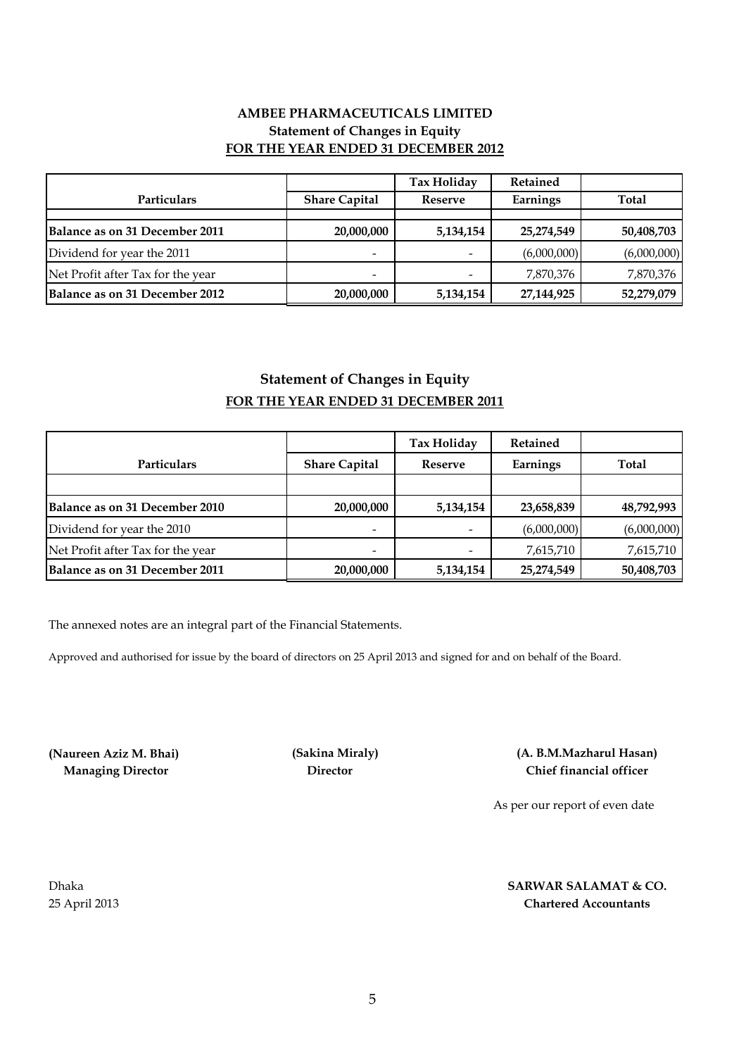# AMBEE PHARMACEUTICALS LIMITED

## Statement of Changes in Equity

### FOR THE YEAR ENDED 31 DECEMBER 2012

| Particulars | Share Capital | Tax Holiday Reserve | Retained Earnings | Total |
|---|---|---|---|---|
| **Balance as on 31 December 2011** | **20,000,000** | **5,134,154** | **25,274,549** | **50,408,703** |
| Dividend for year the 2011 | - | - | (6,000,000) | (6,000,000) |
| Net Profit after Tax for the year | - | - | 7,870,376 | 7,870,376 |
| **Balance as on 31 December 2012** | **20,000,000** | **5,134,154** | **27,144,925** | **52,279,079** |

## Statement of Changes in Equity

### FOR THE YEAR ENDED 31 DECEMBER 2011

| Particulars | Share Capital | Tax Holiday Reserve | Retained Earnings | Total |
|---|---|---|---|---|
| **Balance as on 31 December 2010** | **20,000,000** | **5,134,154** | **23,658,839** | **48,792,993** |
| Dividend for year the 2010 | - | - | (6,000,000) | (6,000,000) |
| Net Profit after Tax for the year | - | - | 7,615,710 | 7,615,710 |
| **Balance as on 31 December 2011** | **20,000,000** | **5,134,154** | **25,274,549** | **50,408,703** |

The annexed notes are an integral part of the Financial Statements.

Approved and authorised for issue by the board of directors on 25 April 2013 and signed for and on behalf of the Board.

**(Naureen Aziz M. Bhai)**
**Managing Director**

**(Sakina Miraly)**
**Director**

**(A. B.M.Mazharul Hasan)**
**Chief financial officer**

As per our report of even date

Dhaka
25 April 2013

**SARWAR SALAMAT & CO.**
**Chartered Accountants**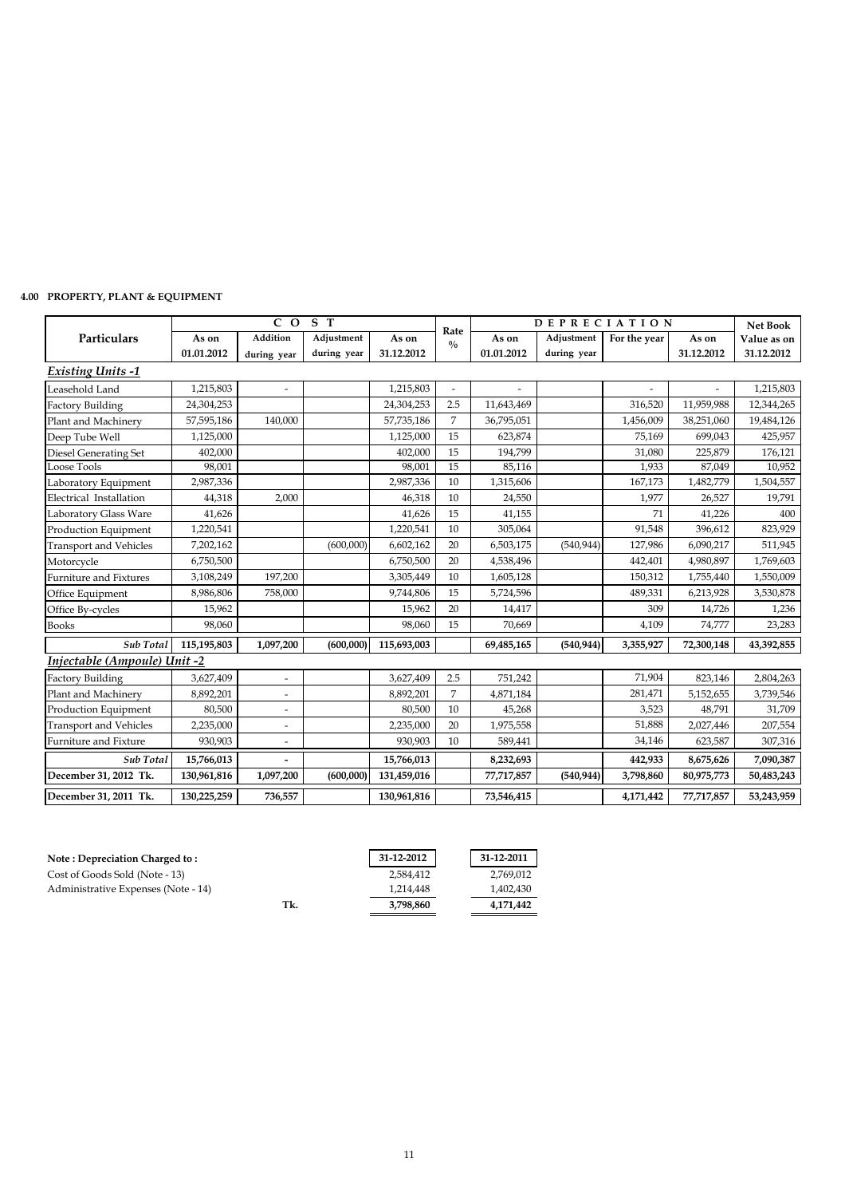**4.00 PROPERTY, PLANT & EQUIPMENT**

| Particulars | COST | | | | Rate % | DEPRECIATION | | | | Net Book Value as on 31.12.2012 |
|---|---|---|---|---|---|---|---|---|---|---|
| | As on 01.01.2012 | Addition during year | Adjustment during year | As on 31.12.2012 | | As on 01.01.2012 | Adjustment during year | For the year | As on 31.12.2012 | |
| ***Existing Units -1*** | | | | | | | | | | |
| Leasehold Land | 1,215,803 | - | | 1,215,803 | - | - | | - | - | 1,215,803 |
| Factory Building | 24,304,253 | | | 24,304,253 | 2.5 | 11,643,469 | | 316,520 | 11,959,988 | 12,344,265 |
| Plant and Machinery | 57,595,186 | 140,000 | | 57,735,186 | 7 | 36,795,051 | | 1,456,009 | 38,251,060 | 19,484,126 |
| Deep Tube Well | 1,125,000 | | | 1,125,000 | 15 | 623,874 | | 75,169 | 699,043 | 425,957 |
| Diesel Generating Set | 402,000 | | | 402,000 | 15 | 194,799 | | 31,080 | 225,879 | 176,121 |
| Loose Tools | 98,001 | | | 98,001 | 15 | 85,116 | | 1,933 | 87,049 | 10,952 |
| Laboratory Equipment | 2,987,336 | | | 2,987,336 | 10 | 1,315,606 | | 167,173 | 1,482,779 | 1,504,557 |
| Electrical Installation | 44,318 | 2,000 | | 46,318 | 10 | 24,550 | | 1,977 | 26,527 | 19,791 |
| Laboratory Glass Ware | 41,626 | | | 41,626 | 15 | 41,155 | | 71 | 41,226 | 400 |
| Production Equipment | 1,220,541 | | | 1,220,541 | 10 | 305,064 | | 91,548 | 396,612 | 823,929 |
| Transport and Vehicles | 7,202,162 | | (600,000) | 6,602,162 | 20 | 6,503,175 | (540,944) | 127,986 | 6,090,217 | 511,945 |
| Motorcycle | 6,750,500 | | | 6,750,500 | 20 | 4,538,496 | | 442,401 | 4,980,897 | 1,769,603 |
| Furniture and Fixtures | 3,108,249 | 197,200 | | 3,305,449 | 10 | 1,605,128 | | 150,312 | 1,755,440 | 1,550,009 |
| Office Equipment | 8,986,806 | 758,000 | | 9,744,806 | 15 | 5,724,596 | | 489,331 | 6,213,928 | 3,530,878 |
| Office By-cycles | 15,962 | | | 15,962 | 20 | 14,417 | | 309 | 14,726 | 1,236 |
| Books | 98,060 | | | 98,060 | 15 | 70,669 | | 4,109 | 74,777 | 23,283 |
| ***Sub Total*** | **115,195,803** | **1,097,200** | **(600,000)** | **115,693,003** | | **69,485,165** | **(540,944)** | **3,355,927** | **72,300,148** | **43,392,855** |
| ***Injectable (Ampoule) Unit -2*** | | | | | | | | | | |
| Factory Building | 3,627,409 | - | | 3,627,409 | 2.5 | 751,242 | | 71,904 | 823,146 | 2,804,263 |
| Plant and Machinery | 8,892,201 | - | | 8,892,201 | 7 | 4,871,184 | | 281,471 | 5,152,655 | 3,739,546 |
| Production Equipment | 80,500 | - | | 80,500 | 10 | 45,268 | | 3,523 | 48,791 | 31,709 |
| Transport and Vehicles | 2,235,000 | - | | 2,235,000 | 20 | 1,975,558 | | 51,888 | 2,027,446 | 207,554 |
| Furniture and Fixture | 930,903 | - | | 930,903 | 10 | 589,441 | | 34,146 | 623,587 | 307,316 |
| ***Sub Total*** | **15,766,013** | **-** | | **15,766,013** | | **8,232,693** | | **442,933** | **8,675,626** | **7,090,387** |
| **December 31, 2012 Tk.** | **130,961,816** | **1,097,200** | **(600,000)** | **131,459,016** | | **77,717,857** | **(540,944)** | **3,798,860** | **80,975,773** | **50,483,243** |
| **December 31, 2011 Tk.** | **130,225,259** | **736,557** | | **130,961,816** | | **73,546,415** | | **4,171,442** | **77,717,857** | **53,243,959** |

| **Note : Depreciation Charged to :** | | **31-12-2012** | **31-12-2011** |
|---|---|---|---|
| Cost of Goods Sold (Note - 13) | | 2,584,412 | 2,769,012 |
| Administrative Expenses (Note - 14) | | 1,214,448 | 1,402,430 |
| | **Tk.** | **3,798,860** | **4,171,442** |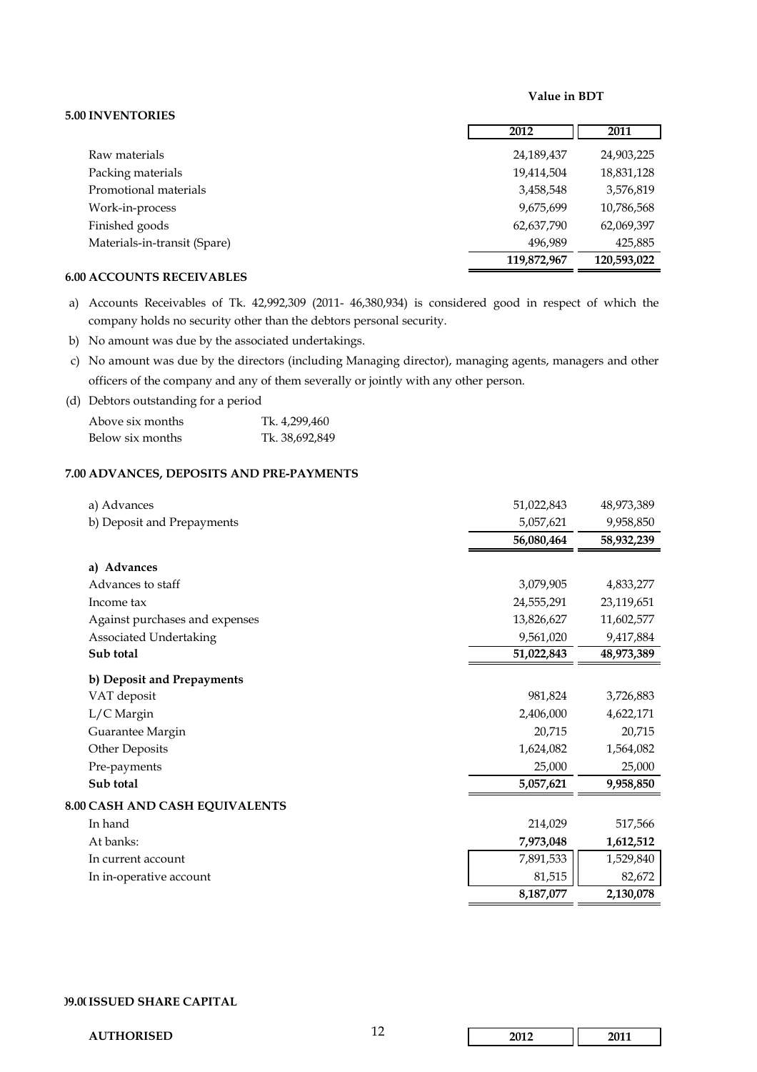Value in BDT

## 5.00 INVENTORIES

| | 2012 | 2011 |
|---|---|---|
| Raw materials | 24,189,437 | 24,903,225 |
| Packing materials | 19,414,504 | 18,831,128 |
| Promotional materials | 3,458,548 | 3,576,819 |
| Work-in-process | 9,675,699 | 10,786,568 |
| Finished goods | 62,637,790 | 62,069,397 |
| Materials-in-transit (Spare) | 496,989 | 425,885 |
| | **119,872,967** | **120,593,022** |

## 6.00 ACCOUNTS RECEIVABLES

a) Accounts Receivables of Tk. 42,992,309 (2011- 46,380,934) is considered good in respect of which the company holds no security other than the debtors personal security.

b) No amount was due by the associated undertakings.

c) No amount was due by the directors (including Managing director), managing agents, managers and other officers of the company and any of them severally or jointly with any other person.

(d) Debtors outstanding for a period

| | |
|---|---|
| Above six months | Tk. 4,299,460 |
| Below six months | Tk. 38,692,849 |

## 7.00 ADVANCES, DEPOSITS AND PRE-PAYMENTS

| | 2012 | 2011 |
|---|---|---|
| a) Advances | 51,022,843 | 48,973,389 |
| b) Deposit and Prepayments | 5,057,621 | 9,958,850 |
| | **56,080,464** | **58,932,239** |
| **a) Advances** | | |
| Advances to staff | 3,079,905 | 4,833,277 |
| Income tax | 24,555,291 | 23,119,651 |
| Against purchases and expenses | 13,826,627 | 11,602,577 |
| Associated Undertaking | 9,561,020 | 9,417,884 |
| **Sub total** | **51,022,843** | **48,973,389** |
| **b) Deposit and Prepayments** | | |
| VAT deposit | 981,824 | 3,726,883 |
| L/C Margin | 2,406,000 | 4,622,171 |
| Guarantee Margin | 20,715 | 20,715 |
| Other Deposits | 1,624,082 | 1,564,082 |
| Pre-payments | 25,000 | 25,000 |
| **Sub total** | **5,057,621** | **9,958,850** |

## 8.00 CASH AND CASH EQUIVALENTS

| | 2012 | 2011 |
|---|---|---|
| In hand | 214,029 | 517,566 |
| At banks: | **7,973,048** | **1,612,512** |
| In current account | 7,891,533 | 1,529,840 |
| In in-operative account | 81,515 | 82,672 |
| | **8,187,077** | **2,130,078** |

## 09.00 ISSUED SHARE CAPITAL

| **AUTHORISED** | **2012** | **2011** |
|---|---|---|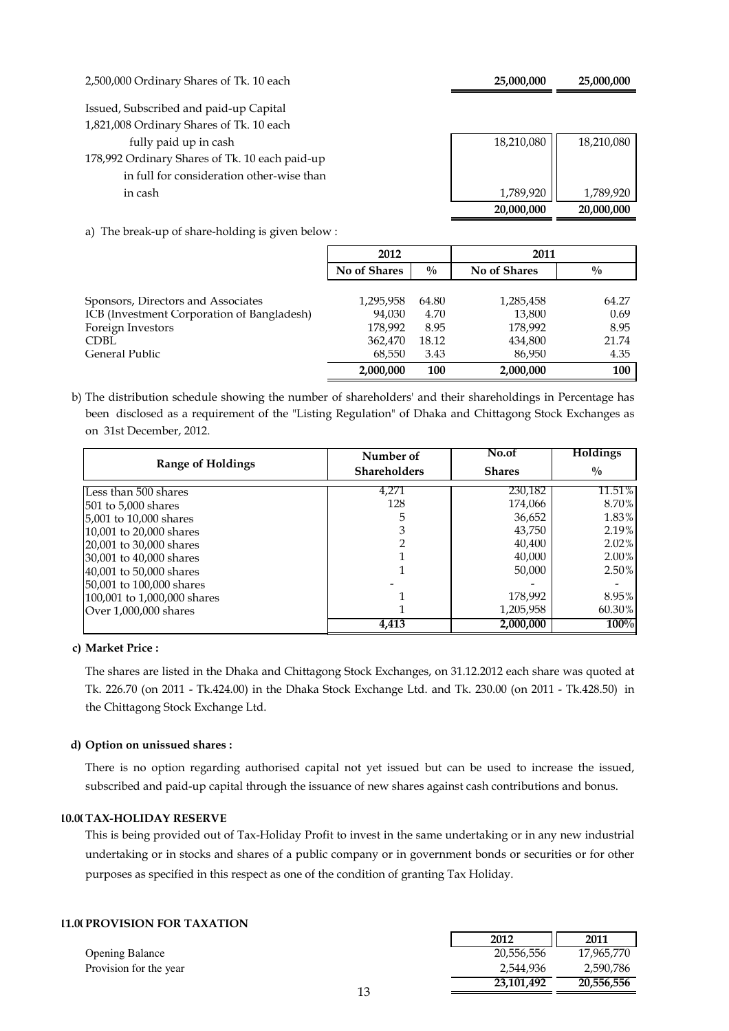| | | |
|---|---|---|
| 2,500,000 Ordinary Shares of Tk. 10 each | **25,000,000** | **25,000,000** |
| Issued, Subscribed and paid-up Capital | | |
| 1,821,008 Ordinary Shares of Tk. 10 each fully paid up in cash | 18,210,080 | 18,210,080 |
| 178,992 Ordinary Shares of Tk. 10 each paid-up in full for consideration other-wise than in cash | 1,789,920 | 1,789,920 |
| | **20,000,000** | **20,000,000** |

a) The break-up of share-holding is given below :

| | 2012 | | 2011 | |
|---|---|---|---|---|
| | **No of Shares** | **%** | **No of Shares** | **%** |
| Sponsors, Directors and Associates | 1,295,958 | 64.80 | 1,285,458 | 64.27 |
| ICB (Investment Corporation of Bangladesh) | 94,030 | 4.70 | 13,800 | 0.69 |
| Foreign Investors | 178,992 | 8.95 | 178,992 | 8.95 |
| CDBL | 362,470 | 18.12 | 434,800 | 21.74 |
| General Public | 68,550 | 3.43 | 86,950 | 4.35 |
| | **2,000,000** | **100** | **2,000,000** | **100** |

b) The distribution schedule showing the number of shareholders' and their shareholdings in Percentage has been disclosed as a requirement of the "Listing Regulation" of Dhaka and Chittagong Stock Exchanges as on 31st December, 2012.

| Range of Holdings | Number of Shareholders | No.of Shares | Holdings % |
|---|---|---|---|
| Less than 500 shares | 4,271 | 230,182 | 11.51% |
| 501 to 5,000 shares | 128 | 174,066 | 8.70% |
| 5,001 to 10,000 shares | 5 | 36,652 | 1.83% |
| 10,001 to 20,000 shares | 3 | 43,750 | 2.19% |
| 20,001 to 30,000 shares | 2 | 40,400 | 2.02% |
| 30,001 to 40,000 shares | 1 | 40,000 | 2.00% |
| 40,001 to 50,000 shares | 1 | 50,000 | 2.50% |
| 50,001 to 100,000 shares | - | - | - |
| 100,001 to 1,000,000 shares | 1 | 178,992 | 8.95% |
| Over 1,000,000 shares | 1 | 1,205,958 | 60.30% |
| | **4,413** | **2,000,000** | **100%** |

**c) Market Price :**

The shares are listed in the Dhaka and Chittagong Stock Exchanges, on 31.12.2012 each share was quoted at Tk. 226.70 (on 2011 - Tk.424.00) in the Dhaka Stock Exchange Ltd. and Tk. 230.00 (on 2011 - Tk.428.50) in the Chittagong Stock Exchange Ltd.

**d) Option on unissued shares :**

There is no option regarding authorised capital not yet issued but can be used to increase the issued, subscribed and paid-up capital through the issuance of new shares against cash contributions and bonus.

**10.00 TAX-HOLIDAY RESERVE**

This is being provided out of Tax-Holiday Profit to invest in the same undertaking or in any new industrial undertaking or in stocks and shares of a public company or in government bonds or securities or for other purposes as specified in this respect as one of the condition of granting Tax Holiday.

**11.00 PROVISION FOR TAXATION**

| | 2012 | 2011 |
|---|---|---|
| Opening Balance | 20,556,556 | 17,965,770 |
| Provision for the year | 2,544,936 | 2,590,786 |
| | **23,101,492** | **20,556,556** |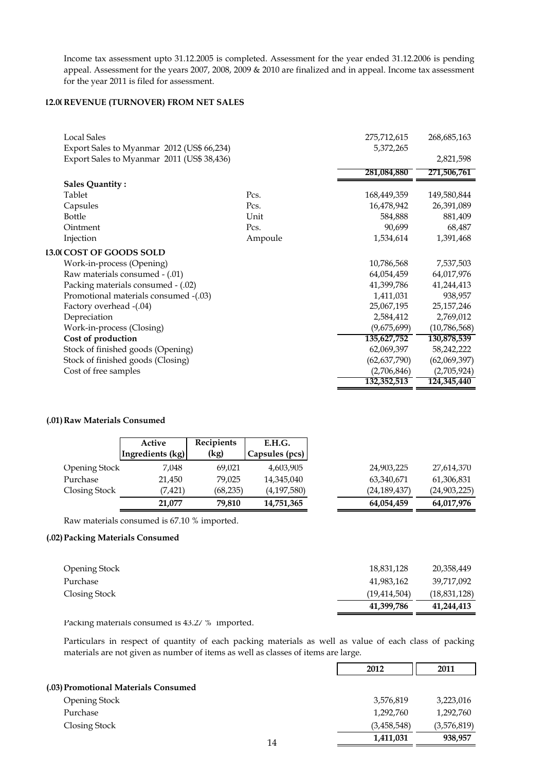Income tax assessment upto 31.12.2005 is completed. Assessment for the year ended 31.12.2006 is pending appeal. Assessment for the years 2007, 2008, 2009 & 2010 are finalized and in appeal. Income tax assessment for the year 2011 is filed for assessment.

### 12.00 REVENUE (TURNOVER) FROM NET SALES

| | | 2012 | 2011 |
|---|---|---|---|
| Local Sales | | 275,712,615 | 268,685,163 |
| Export Sales to Myanmar 2012 (US$ 66,234) | | 5,372,265 | |
| Export Sales to Myanmar 2011 (US$ 38,436) | | | 2,821,598 |
| | | **281,084,880** | **271,506,761** |
| **Sales Quantity :** | | | |
| Tablet | Pcs. | 168,449,359 | 149,580,844 |
| Capsules | Pcs. | 16,478,942 | 26,391,089 |
| Bottle | Unit | 584,888 | 881,409 |
| Ointment | Pcs. | 90,699 | 68,487 |
| Injection | Ampoule | 1,534,614 | 1,391,468 |

### 13.00 COST OF GOODS SOLD

| | 2012 | 2011 |
|---|---|---|
| Work-in-process (Opening) | 10,786,568 | 7,537,503 |
| Raw materials consumed - (.01) | 64,054,459 | 64,017,976 |
| Packing materials consumed - (.02) | 41,399,786 | 41,244,413 |
| Promotional materials consumed -(.03) | 1,411,031 | 938,957 |
| Factory overhead -(.04) | 25,067,195 | 25,157,246 |
| Depreciation | 2,584,412 | 2,769,012 |
| Work-in-process (Closing) | (9,675,699) | (10,786,568) |
| **Cost of production** | **135,627,752** | **130,878,539** |
| Stock of finished goods (Opening) | 62,069,397 | 58,242,222 |
| Stock of finished goods (Closing) | (62,637,790) | (62,069,397) |
| Cost of free samples | (2,706,846) | (2,705,924) |
| | **132,352,513** | **124,345,440** |

#### (.01) Raw Materials Consumed

| | Active Ingredients (kg) | Recipients (kg) | E.H.G. Capsules (pcs) | 2012 | 2011 |
|---|---|---|---|---|---|
| Opening Stock | 7,048 | 69,021 | 4,603,905 | 24,903,225 | 27,614,370 |
| Purchase | 21,450 | 79,025 | 14,345,040 | 63,340,671 | 61,306,831 |
| Closing Stock | (7,421) | (68,235) | (4,197,580) | (24,189,437) | (24,903,225) |
| | **21,077** | **79,810** | **14,751,365** | **64,054,459** | **64,017,976** |

Raw materials consumed is 67.10 % imported.

#### (.02) Packing Materials Consumed

| | 2012 | 2011 |
|---|---|---|
| Opening Stock | 18,831,128 | 20,358,449 |
| Purchase | 41,983,162 | 39,717,092 |
| Closing Stock | (19,414,504) | (18,831,128) |
| | **41,399,786** | **41,244,413** |

Packing materials consumed is 43.27 % imported.

Particulars in respect of quantity of each packing materials as well as value of each class of packing materials are not given as number of items as well as classes of items are large.

#### (.03) Promotional Materials Consumed

| | 2012 | 2011 |
|---|---|---|
| Opening Stock | 3,576,819 | 3,223,016 |
| Purchase | 1,292,760 | 1,292,760 |
| Closing Stock | (3,458,548) | (3,576,819) |
| | **1,411,031** | **938,957** |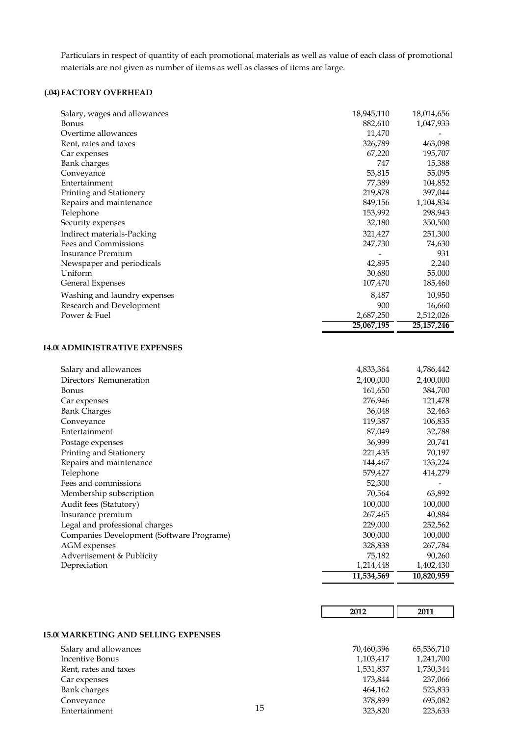Particulars in respect of quantity of each promotional materials as well as value of each class of promotional materials are not given as number of items as well as classes of items are large.

### (.04) FACTORY OVERHEAD

| | | |
|---|---|---|
| Salary, wages and allowances | 18,945,110 | 18,014,656 |
| Bonus | 882,610 | 1,047,933 |
| Overtime allowances | 11,470 | - |
| Rent, rates and taxes | 326,789 | 463,098 |
| Car expenses | 67,220 | 195,707 |
| Bank charges | 747 | 15,388 |
| Conveyance | 53,815 | 55,095 |
| Entertainment | 77,389 | 104,852 |
| Printing and Stationery | 219,878 | 397,044 |
| Repairs and maintenance | 849,156 | 1,104,834 |
| Telephone | 153,992 | 298,943 |
| Security expenses | 32,180 | 350,500 |
| Indirect materials-Packing | 321,427 | 251,300 |
| Fees and Commissions | 247,730 | 74,630 |
| Insurance Premium | - | 931 |
| Newspaper and periodicals | 42,895 | 2,240 |
| Uniform | 30,680 | 55,000 |
| General Expenses | 107,470 | 185,460 |
| Washing and laundry expenses | 8,487 | 10,950 |
| Research and Development | 900 | 16,660 |
| Power & Fuel | 2,687,250 | 2,512,026 |
| | **25,067,195** | **25,157,246** |

### 14.0( ADMINISTRATIVE EXPENSES

| | | |
|---|---|---|
| Salary and allowances | 4,833,364 | 4,786,442 |
| Directors' Remuneration | 2,400,000 | 2,400,000 |
| Bonus | 161,650 | 384,700 |
| Car expenses | 276,946 | 121,478 |
| Bank Charges | 36,048 | 32,463 |
| Conveyance | 119,387 | 106,835 |
| Entertainment | 87,049 | 32,788 |
| Postage expenses | 36,999 | 20,741 |
| Printing and Stationery | 221,435 | 70,197 |
| Repairs and maintenance | 144,467 | 133,224 |
| Telephone | 579,427 | 414,279 |
| Fees and commissions | 52,300 | - |
| Membership subscription | 70,564 | 63,892 |
| Audit fees (Statutory) | 100,000 | 100,000 |
| Insurance premium | 267,465 | 40,884 |
| Legal and professional charges | 229,000 | 252,562 |
| Companies Development (Software Programe) | 300,000 | 100,000 |
| AGM expenses | 328,838 | 267,784 |
| Advertisement & Publicity | 75,182 | 90,260 |
| Depreciation | 1,214,448 | 1,402,430 |
| | **11,534,569** | **10,820,959** |

### 15.0( MARKETING AND SELLING EXPENSES

| | **2012** | **2011** |
|---|---|---|
| Salary and allowances | 70,460,396 | 65,536,710 |
| Incentive Bonus | 1,103,417 | 1,241,700 |
| Rent, rates and taxes | 1,531,837 | 1,730,344 |
| Car expenses | 173,844 | 237,066 |
| Bank charges | 464,162 | 523,833 |
| Conveyance | 378,899 | 695,082 |
| Entertainment | 323,820 | 223,633 |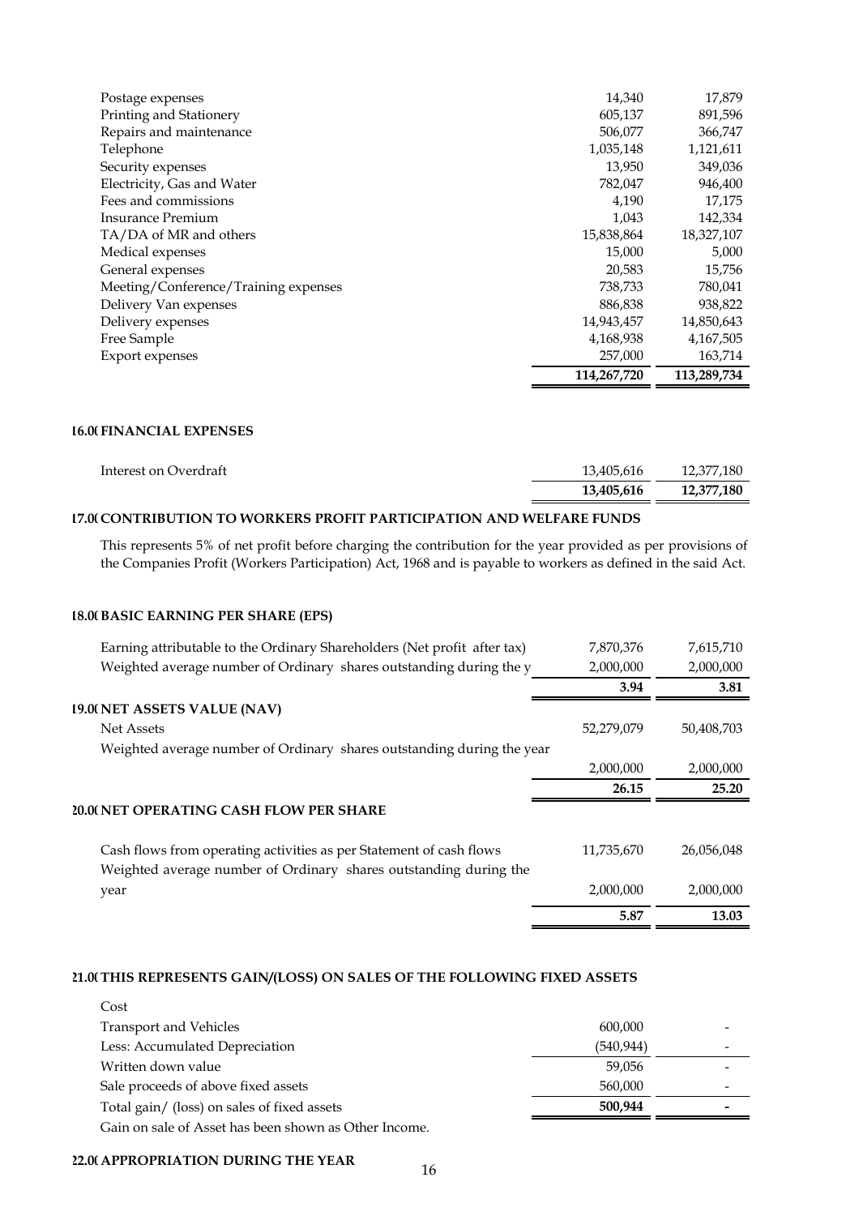| | | |
|---|---|---|
| Postage expenses | 14,340 | 17,879 |
| Printing and Stationery | 605,137 | 891,596 |
| Repairs and maintenance | 506,077 | 366,747 |
| Telephone | 1,035,148 | 1,121,611 |
| Security expenses | 13,950 | 349,036 |
| Electricity, Gas and Water | 782,047 | 946,400 |
| Fees and commissions | 4,190 | 17,175 |
| Insurance Premium | 1,043 | 142,334 |
| TA/DA of MR and others | 15,838,864 | 18,327,107 |
| Medical expenses | 15,000 | 5,000 |
| General expenses | 20,583 | 15,756 |
| Meeting/Conference/Training expenses | 738,733 | 780,041 |
| Delivery Van expenses | 886,838 | 938,822 |
| Delivery expenses | 14,943,457 | 14,850,643 |
| Free Sample | 4,168,938 | 4,167,505 |
| Export expenses | 257,000 | 163,714 |
| | **114,267,720** | **113,289,734** |

### 16.00 FINANCIAL EXPENSES

| | | |
|---|---|---|
| Interest on Overdraft | 13,405,616 | 12,377,180 |
| | **13,405,616** | **12,377,180** |

### 17.00 CONTRIBUTION TO WORKERS PROFIT PARTICIPATION AND WELFARE FUNDS

This represents 5% of net profit before charging the contribution for the year provided as per provisions of the Companies Profit (Workers Participation) Act, 1968 and is payable to workers as defined in the said Act.

### 18.00 BASIC EARNING PER SHARE (EPS)

| | | |
|---|---|---|
| Earning attributable to the Ordinary Shareholders (Net profit after tax) | 7,870,376 | 7,615,710 |
| Weighted average number of Ordinary shares outstanding during the y | 2,000,000 | 2,000,000 |
| | **3.94** | **3.81** |

### 19.00 NET ASSETS VALUE (NAV)

| | | |
|---|---|---|
| Net Assets | 52,279,079 | 50,408,703 |
| Weighted average number of Ordinary shares outstanding during the year | 2,000,000 | 2,000,000 |
| | **26.15** | **25.20** |

### 20.00 NET OPERATING CASH FLOW PER SHARE

| | | |
|---|---|---|
| Cash flows from operating activities as per Statement of cash flows | 11,735,670 | 26,056,048 |
| Weighted average number of Ordinary shares outstanding during the year | 2,000,000 | 2,000,000 |
| | **5.87** | **13.03** |

### 21.00 THIS REPRESENTS GAIN/(LOSS) ON SALES OF THE FOLLOWING FIXED ASSETS

| | | |
|---|---|---|
| Cost | | |
| Transport and Vehicles | 600,000 | - |
| Less: Accumulated Depreciation | (540,944) | - |
| Written down value | 59,056 | - |
| Sale proceeds of above fixed assets | 560,000 | - |
| Total gain/ (loss) on sales of fixed assets | **500,944** | **-** |

Gain on sale of Asset has been shown as Other Income.

### 22.00 APPROPRIATION DURING THE YEAR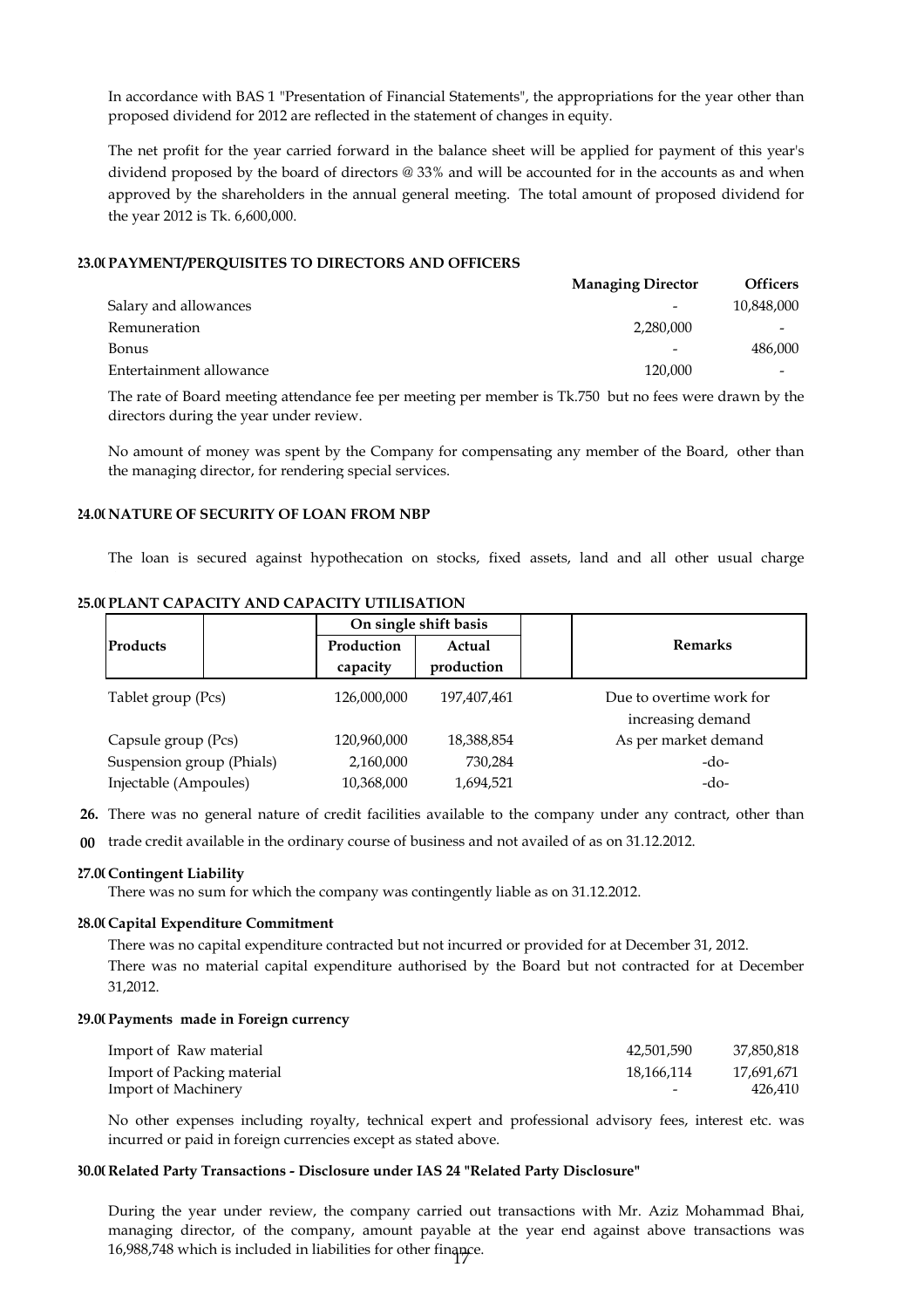In accordance with BAS 1 "Presentation of Financial Statements", the appropriations for the year other than proposed dividend for 2012 are reflected in the statement of changes in equity.

The net profit for the year carried forward in the balance sheet will be applied for payment of this year's dividend proposed by the board of directors @ 33% and will be accounted for in the accounts as and when approved by the shareholders in the annual general meeting. The total amount of proposed dividend for the year 2012 is Tk. 6,600,000.

**23.00 PAYMENT/PERQUISITES TO DIRECTORS AND OFFICERS**

| | Managing Director | Officers |
|---|---|---|
| Salary and allowances | - | 10,848,000 |
| Remuneration | 2,280,000 | - |
| Bonus | - | 486,000 |
| Entertainment allowance | 120,000 | - |

The rate of Board meeting attendance fee per meeting per member is Tk.750 but no fees were drawn by the directors during the year under review.

No amount of money was spent by the Company for compensating any member of the Board, other than the managing director, for rendering special services.

**24.00 NATURE OF SECURITY OF LOAN FROM NBP**

The loan is secured against hypothecation on stocks, fixed assets, land and all other usual charge

**25.00 PLANT CAPACITY AND CAPACITY UTILISATION**

| Products | On single shift basis | | Remarks |
|---|---|---|---|
| | Production capacity | Actual production | |
| Tablet group (Pcs) | 126,000,000 | 197,407,461 | Due to overtime work for increasing demand |
| Capsule group (Pcs) | 120,960,000 | 18,388,854 | As per market demand |
| Suspension group (Phials) | 2,160,000 | 730,284 | -do- |
| Injectable (Ampoules) | 10,368,000 | 1,694,521 | -do- |

**26.00** There was no general nature of credit facilities available to the company under any contract, other than trade credit available in the ordinary course of business and not availed of as on 31.12.2012.

**27.00 Contingent Liability**

There was no sum for which the company was contingently liable as on 31.12.2012.

**28.00 Capital Expenditure Commitment**

There was no capital expenditure contracted but not incurred or provided for at December 31, 2012.
There was no material capital expenditure authorised by the Board but not contracted for at December 31,2012.

**29.00 Payments made in Foreign currency**

| | | |
|---|---|---|
| Import of Raw material | 42,501,590 | 37,850,818 |
| Import of Packing material | 18,166,114 | 17,691,671 |
| Import of Machinery | - | 426,410 |

No other expenses including royalty, technical expert and professional advisory fees, interest etc. was incurred or paid in foreign currencies except as stated above.

**30.00 Related Party Transactions - Disclosure under IAS 24 "Related Party Disclosure"**

During the year under review, the company carried out transactions with Mr. Aziz Mohammad Bhai, managing director, of the company, amount payable at the year end against above transactions was 16,988,748 which is included in liabilities for other finance.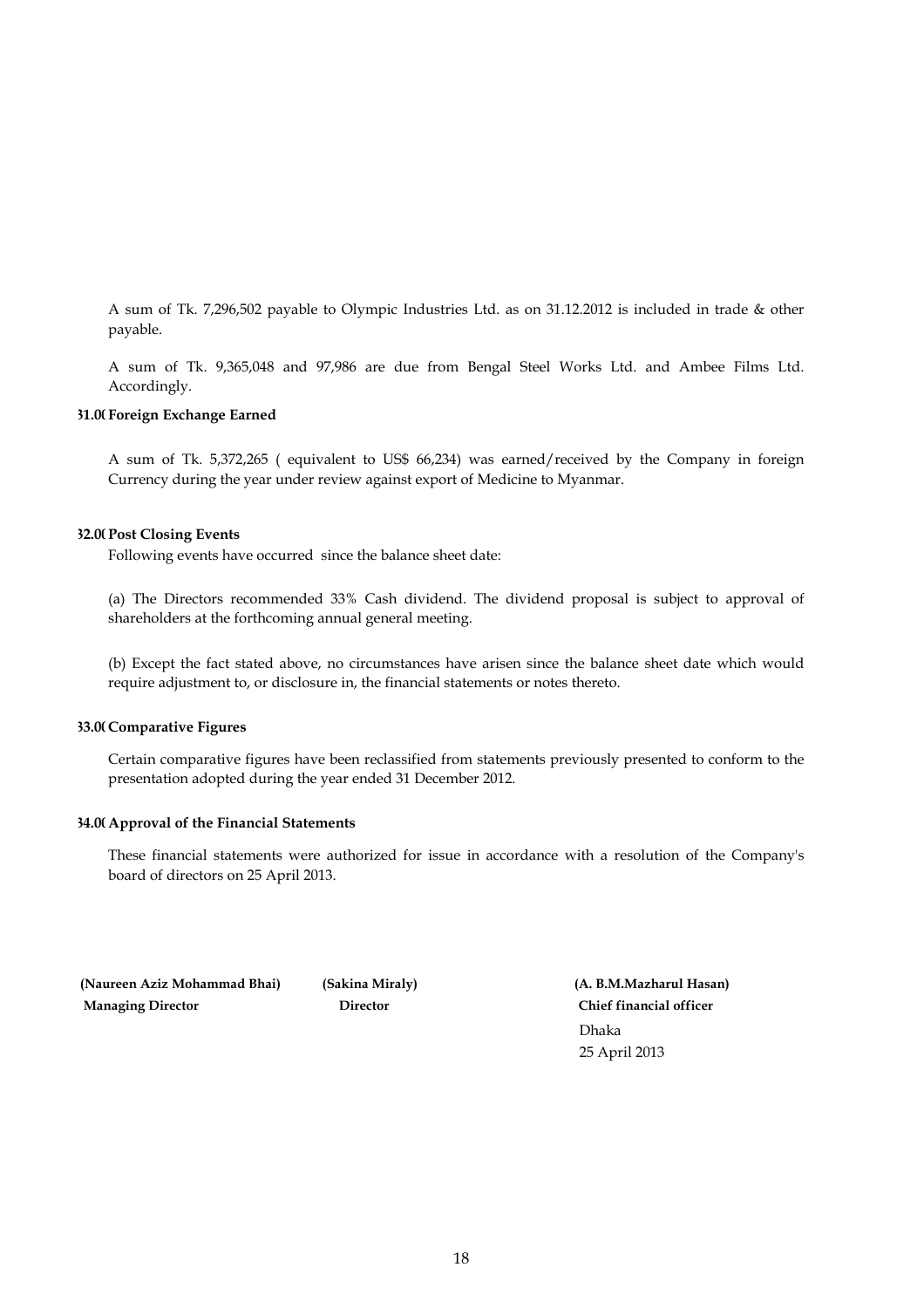A sum of Tk. 7,296,502 payable to Olympic Industries Ltd. as on 31.12.2012 is included in trade & other payable.

A sum of Tk. 9,365,048 and 97,986 are due from Bengal Steel Works Ltd. and Ambee Films Ltd. Accordingly.

**31.00 Foreign Exchange Earned**

A sum of Tk. 5,372,265 ( equivalent to US$ 66,234) was earned/received by the Company in foreign Currency during the year under review against export of Medicine to Myanmar.

**32.00 Post Closing Events**

Following events have occurred since the balance sheet date:

(a) The Directors recommended 33% Cash dividend. The dividend proposal is subject to approval of shareholders at the forthcoming annual general meeting.

(b) Except the fact stated above, no circumstances have arisen since the balance sheet date which would require adjustment to, or disclosure in, the financial statements or notes thereto.

**33.00 Comparative Figures**

Certain comparative figures have been reclassified from statements previously presented to conform to the presentation adopted during the year ended 31 December 2012.

**34.00 Approval of the Financial Statements**

These financial statements were authorized for issue in accordance with a resolution of the Company's board of directors on 25 April 2013.

| | | |
|---|---|---|
| **(Naureen Aziz Mohammad Bhai)** | **(Sakina Miraly)** | **(A. B.M.Mazharul Hasan)** |
| **Managing Director** | **Director** | **Chief financial officer** |

Dhaka
25 April 2013